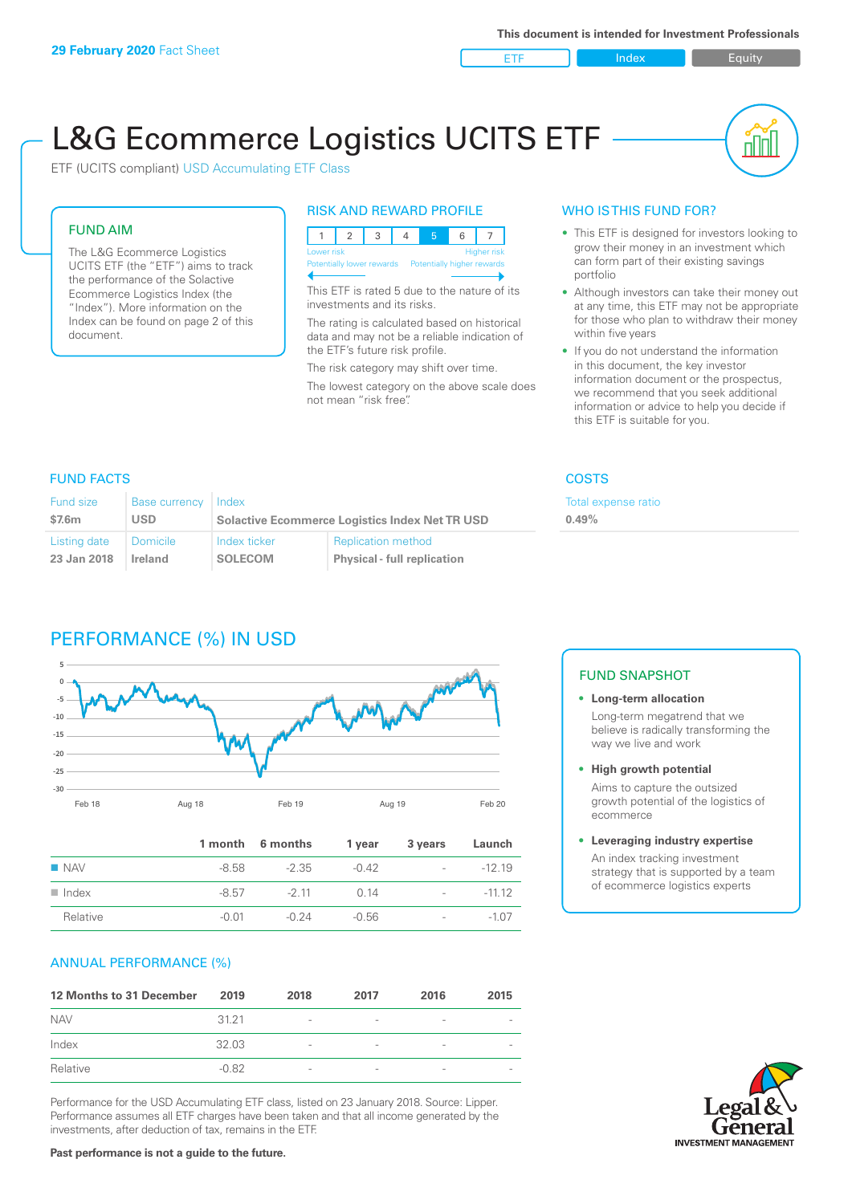**29 February 2020** Fact Sheet

This document is intended for Investment Professionals

ETF | Index | Equity

# L&G Ecommerce Logistics UCITS ETF

ETF (UCITS compliant) USD Accumulating ETF Class

## FUND AIM

The L&G Ecommerce Logistics UCITS ETF (the "ETF") aims to track the performance of the Solactive Ecommerce Logistics Index (the "Index"). More information on the Index can be found on page 2 of this document.

## RISK AND REWARD PROFILE

| 1 | 2 | 3 | 4 | 5 | 6 | 7 |
|---|---|---|---|---|---|---|

Lower risk — Higher risk
Potentially lower rewards — Potentially higher rewards

This ETF is rated 5 due to the nature of its investments and its risks.

The rating is calculated based on historical data and may not be a reliable indication of the ETF's future risk profile.

The risk category may shift over time.

The lowest category on the above scale does not mean "risk free".

## WHO IS THIS FUND FOR?

- This ETF is designed for investors looking to grow their money in an investment which can form part of their existing savings portfolio
- Although investors can take their money out at any time, this ETF may not be appropriate for those who plan to withdraw their money within five years
- If you do not understand the information in this document, the key investor information document or the prospectus, we recommend that you seek additional information or advice to help you decide if this ETF is suitable for you.

## FUND FACTS

| Fund size | Base currency | Index | |
|---|---|---|---|
| $7.6m | USD | Solactive Ecommerce Logistics Index Net TR USD | |
| **Listing date** | **Domicile** | **Index ticker** | **Replication method** |
| 23 Jan 2018 | Ireland | SOLECOM | Physical - full replication |

## COSTS

| Total expense ratio |
|---|
| 0.49% |

## PERFORMANCE (%) IN USD

| | 1 month | 6 months | 1 year | 3 years | Launch |
|---|---|---|---|---|---|
| NAV | -8.58 | -2.35 | -0.42 | - | -12.19 |
| Index | -8.57 | -2.11 | 0.14 | - | -11.12 |
| Relative | -0.01 | -0.24 | -0.56 | - | -1.07 |

## FUND SNAPSHOT

- **Long-term allocation**
  Long-term megatrend that we believe is radically transforming the way we live and work
- **High growth potential**
  Aims to capture the outsized growth potential of the logistics of ecommerce
- **Leveraging industry expertise**
  An index tracking investment strategy that is supported by a team of ecommerce logistics experts

## ANNUAL PERFORMANCE (%)

| 12 Months to 31 December | 2019 | 2018 | 2017 | 2016 | 2015 |
|---|---|---|---|---|---|
| NAV | 31.21 | - | - | - | - |
| Index | 32.03 | - | - | - | - |
| Relative | -0.82 | - | - | - | - |

Performance for the USD Accumulating ETF class, listed on 23 January 2018. Source: Lipper. Performance assumes all ETF charges have been taken and that all income generated by the investments, after deduction of tax, remains in the ETF.

**Past performance is not a guide to the future.**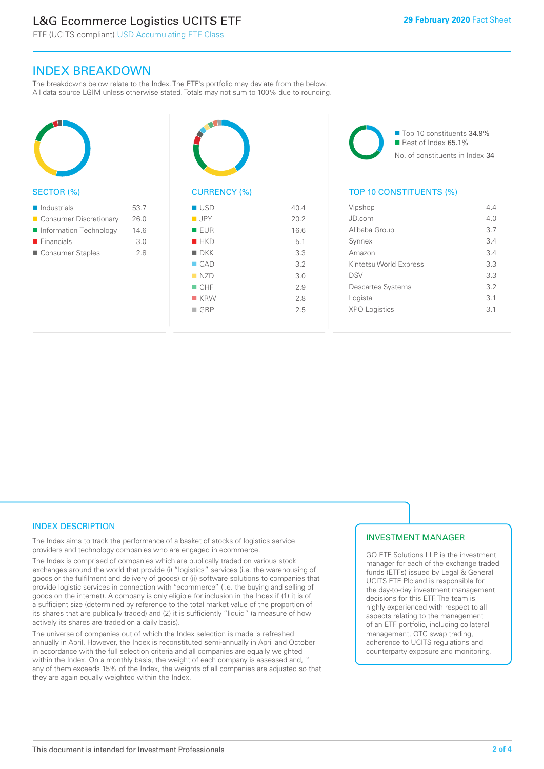# L&G Ecommerce Logistics UCITS ETF

ETF (UCITS compliant) USD Accumulating ETF Class

29 February 2020 Fact Sheet

## INDEX BREAKDOWN

The breakdowns below relate to the Index. The ETF's portfolio may deviate from the below. All data source LGIM unless otherwise stated. Totals may not sum to 100% due to rounding.

### SECTOR (%)

| Sector | % |
|---|---|
| Industrials | 53.7 |
| Consumer Discretionary | 26.0 |
| Information Technology | 14.6 |
| Financials | 3.0 |
| Consumer Staples | 2.8 |

### CURRENCY (%)

| Currency | % |
|---|---|
| USD | 40.4 |
| JPY | 20.2 |
| EUR | 16.6 |
| HKD | 5.1 |
| DKK | 3.3 |
| CAD | 3.2 |
| NZD | 3.0 |
| CHF | 2.9 |
| KRW | 2.8 |
| GBP | 2.5 |

- Top 10 constituents 34.9%
- Rest of Index 65.1%

No. of constituents in Index 34

### TOP 10 CONSTITUENTS (%)

| Constituent | % |
|---|---|
| Vipshop | 4.4 |
| JD.com | 4.0 |
| Alibaba Group | 3.7 |
| Synnex | 3.4 |
| Amazon | 3.4 |
| Kintetsu World Express | 3.3 |
| DSV | 3.3 |
| Descartes Systems | 3.2 |
| Logista | 3.1 |
| XPO Logistics | 3.1 |

## INDEX DESCRIPTION

The Index aims to track the performance of a basket of stocks of logistics service providers and technology companies who are engaged in ecommerce.

The Index is comprised of companies which are publically traded on various stock exchanges around the world that provide (i) "logistics" services (i.e. the warehousing of goods or the fulfilment and delivery of goods) or (ii) software solutions to companies that provide logistic services in connection with "ecommerce" (i.e. the buying and selling of goods on the internet). A company is only eligible for inclusion in the Index if (1) it is of a sufficient size (determined by reference to the total market value of the proportion of its shares that are publically traded) and (2) it is sufficiently "liquid" (a measure of how actively its shares are traded on a daily basis).

The universe of companies out of which the Index selection is made is refreshed annually in April. However, the Index is reconstituted semi-annually in April and October in accordance with the full selection criteria and all companies are equally weighted within the Index. On a monthly basis, the weight of each company is assessed and, if any of them exceeds 15% of the Index, the weights of all companies are adjusted so that they are again equally weighted within the Index.

## INVESTMENT MANAGER

GO ETF Solutions LLP is the investment manager for each of the exchange traded funds (ETFs) issued by Legal & General UCITS ETF Plc and is responsible for the day-to-day investment management decisions for this ETF. The team is highly experienced with respect to all aspects relating to the management of an ETF portfolio, including collateral management, OTC swap trading, adherence to UCITS regulations and counterparty exposure and monitoring.

This document is intended for Investment Professionals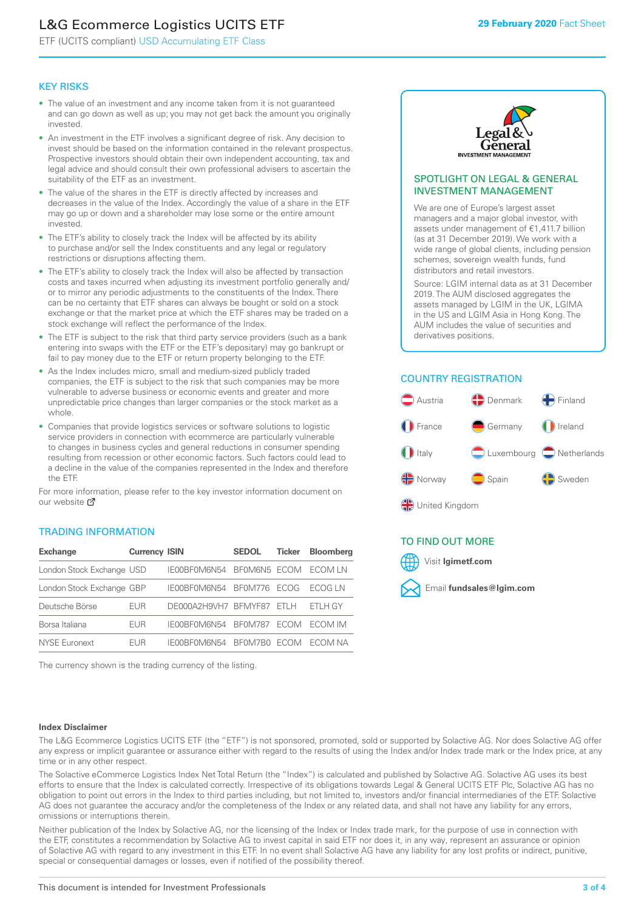# L&G Ecommerce Logistics UCITS ETF

ETF (UCITS compliant) USD Accumulating ETF Class

29 February 2020 Fact Sheet

## KEY RISKS

- The value of an investment and any income taken from it is not guaranteed and can go down as well as up; you may not get back the amount you originally invested.
- An investment in the ETF involves a significant degree of risk. Any decision to invest should be based on the information contained in the relevant prospectus. Prospective investors should obtain their own independent accounting, tax and legal advice and should consult their own professional advisers to ascertain the suitability of the ETF as an investment.
- The value of the shares in the ETF is directly affected by increases and decreases in the value of the Index. Accordingly the value of a share in the ETF may go up or down and a shareholder may lose some or the entire amount invested.
- The ETF's ability to closely track the Index will be affected by its ability to purchase and/or sell the Index constituents and any legal or regulatory restrictions or disruptions affecting them.
- The ETF's ability to closely track the Index will also be affected by transaction costs and taxes incurred when adjusting its investment portfolio generally and/or to mirror any periodic adjustments to the constituents of the Index. There can be no certainty that ETF shares can always be bought or sold on a stock exchange or that the market price at which the ETF shares may be traded on a stock exchange will reflect the performance of the Index.
- The ETF is subject to the risk that third party service providers (such as a bank entering into swaps with the ETF or the ETF's depositary) may go bankrupt or fail to pay money due to the ETF or return property belonging to the ETF.
- As the Index includes micro, small and medium-sized publicly traded companies, the ETF is subject to the risk that such companies may be more vulnerable to adverse business or economic events and greater and more unpredictable price changes than larger companies or the stock market as a whole.
- Companies that provide logistics services or software solutions to logistic service providers in connection with ecommerce are particularly vulnerable to changes in business cycles and general reductions in consumer spending resulting from recession or other economic factors. Such factors could lead to a decline in the value of the companies represented in the Index and therefore the ETF.

For more information, please refer to the key investor information document on our website

## TRADING INFORMATION

| Exchange | Currency | ISIN | SEDOL | Ticker | Bloomberg |
|---|---|---|---|---|---|
| London Stock Exchange | USD | IE00BF0M6N54 | BF0M6N5 | ECOM | ECOM LN |
| London Stock Exchange | GBP | IE00BF0M6N54 | BF0M776 | ECOG | ECOG LN |
| Deutsche Börse | EUR | DE000A2H9VH7 | BFMYF87 | ETLH | ETLH GY |
| Borsa Italiana | EUR | IE00BF0M6N54 | BF0M787 | ECOM | ECOM IM |
| NYSE Euronext | EUR | IE00BF0M6N54 | BF0M7B0 | ECOM | ECOM NA |

The currency shown is the trading currency of the listing.

## SPOTLIGHT ON LEGAL & GENERAL INVESTMENT MANAGEMENT

We are one of Europe's largest asset managers and a major global investor, with assets under management of €1,411.7 billion (as at 31 December 2019). We work with a wide range of global clients, including pension schemes, sovereign wealth funds, fund distributors and retail investors.

Source: LGIM internal data as at 31 December 2019. The AUM disclosed aggregates the assets managed by LGIM in the UK, LGIMA in the US and LGIM Asia in Hong Kong. The AUM includes the value of securities and derivatives positions.

## COUNTRY REGISTRATION

Austria, Denmark, Finland, France, Germany, Ireland, Italy, Luxembourg, Netherlands, Norway, Spain, Sweden, United Kingdom

## TO FIND OUT MORE

Visit **lgimetf.com**

Email **fundsales@lgim.com**

### Index Disclaimer

The L&G Ecommerce Logistics UCITS ETF (the "ETF") is not sponsored, promoted, sold or supported by Solactive AG. Nor does Solactive AG offer any express or implicit guarantee or assurance either with regard to the results of using the Index and/or Index trade mark or the Index price, at any time or in any other respect.

The Solactive eCommerce Logistics Index Net Total Return (the "Index") is calculated and published by Solactive AG. Solactive AG uses its best efforts to ensure that the Index is calculated correctly. Irrespective of its obligations towards Legal & General UCITS ETF Plc, Solactive AG has no obligation to point out errors in the Index to third parties including, but not limited to, investors and/or financial intermediaries of the ETF. Solactive AG does not guarantee the accuracy and/or the completeness of the Index or any related data, and shall not have any liability for any errors, omissions or interruptions therein.

Neither publication of the Index by Solactive AG, nor the licensing of the Index or Index trade mark, for the purpose of use in connection with the ETF, constitutes a recommendation by Solactive AG to invest capital in said ETF nor does it, in any way, represent an assurance or opinion of Solactive AG with regard to any investment in this ETF. In no event shall Solactive AG have any liability for any lost profits or indirect, punitive, special or consequential damages or losses, even if notified of the possibility thereof.

This document is intended for Investment Professionals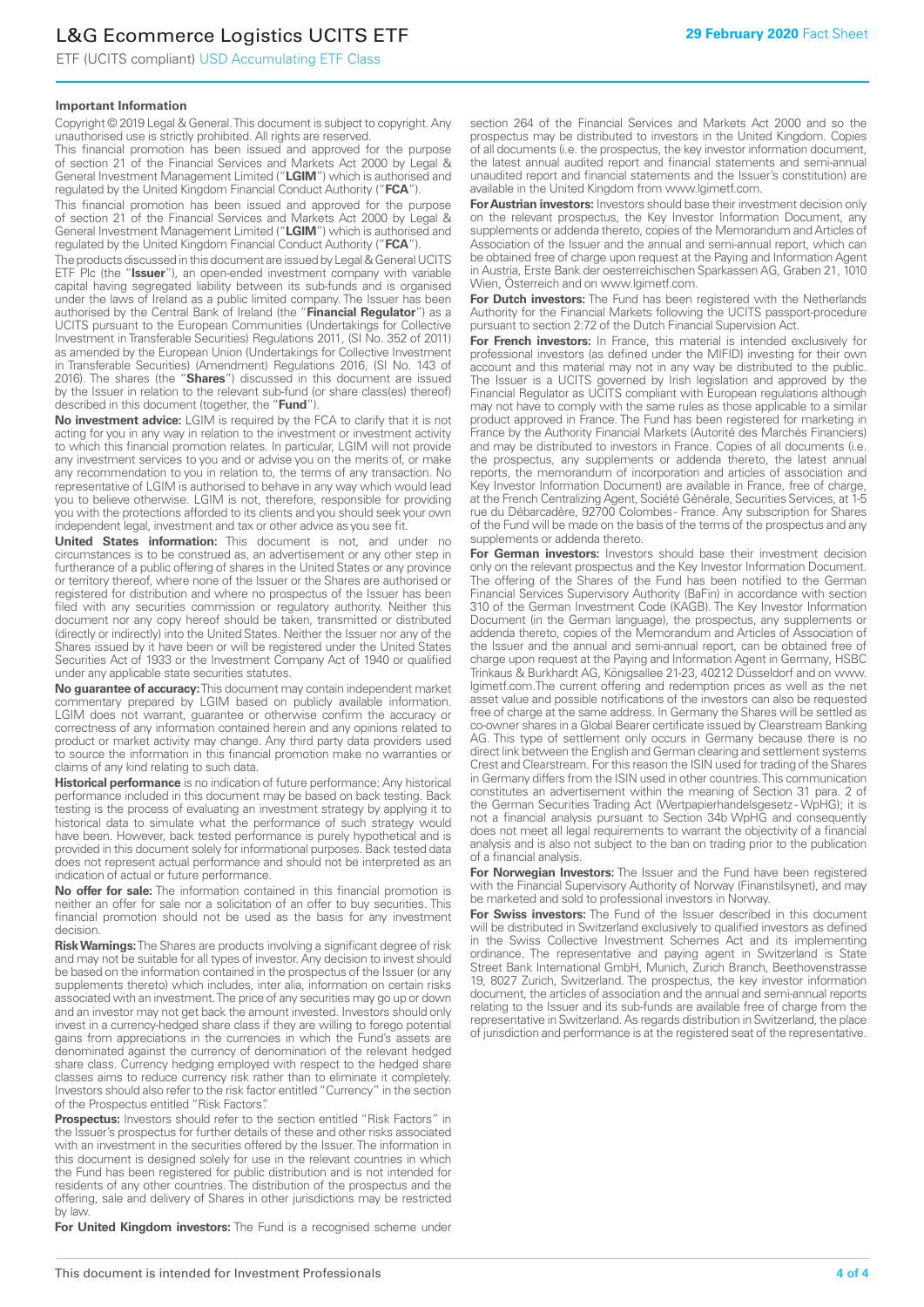## Important Information

Copyright © 2019 Legal & General. This document is subject to copyright. Any unauthorised use is strictly prohibited. All rights are reserved.

This financial promotion has been issued and approved for the purpose of section 21 of the Financial Services and Markets Act 2000 by Legal & General Investment Management Limited ("**LGIM**") which is authorised and regulated by the United Kingdom Financial Conduct Authority ("**FCA**").

This financial promotion has been issued and approved for the purpose of section 21 of the Financial Services and Markets Act 2000 by Legal & General Investment Management Limited ("**LGIM**") which is authorised and regulated by the United Kingdom Financial Conduct Authority ("**FCA**").

The products discussed in this document are issued by Legal & General UCITS ETF Plc (the "**Issuer**"), an open-ended investment company with variable capital having segregated liability between its sub-funds and is organised under the laws of Ireland as a public limited company. The Issuer has been authorised by the Central Bank of Ireland (the "**Financial Regulator**") as a UCITS pursuant to the European Communities (Undertakings for Collective Investment in Transferable Securities) Regulations 2011, (SI No. 352 of 2011) as amended by the European Union (Undertakings for Collective Investment in Transferable Securities) (Amendment) Regulations 2016, (SI No. 143 of 2016). The shares (the "**Shares**") discussed in this document are issued by the Issuer in relation to the relevant sub-fund (or share class(es) thereof) described in this document (together, the "**Fund**").

**No investment advice:** LGIM is required by the FCA to clarify that it is not acting for you in any way in relation to the investment or investment activity to which this financial promotion relates. In particular, LGIM will not provide any investment services to you and or advise you on the merits of, or make any recommendation to you in relation to, the terms of any transaction. No representative of LGIM is authorised to behave in any way which would lead you to believe otherwise. LGIM is not, therefore, responsible for providing you with the protections afforded to its clients and you should seek your own independent legal, investment and tax or other advice as you see fit.

**United States information:** This document is not, and under no circumstances is to be construed as, an advertisement or any other step in furtherance of a public offering of shares in the United States or any province or territory thereof, where none of the Issuer or the Shares are authorised or registered for distribution and where no prospectus of the Issuer has been filed with any securities commission or regulatory authority. Neither this document nor any copy hereof should be taken, transmitted or distributed (directly or indirectly) into the United States. Neither the Issuer nor any of the Shares issued by it have been or will be registered under the United States Securities Act of 1933 or the Investment Company Act of 1940 or qualified under any applicable state securities statutes.

**No guarantee of accuracy:** This document may contain independent market commentary prepared by LGIM based on publicly available information. LGIM does not warrant, guarantee or otherwise confirm the accuracy or correctness of any information contained herein and any opinions related to product or market activity may change. Any third party data providers used to source the information in this financial promotion make no warranties or claims of any kind relating to such data.

**Historical performance** is no indication of future performance: Any historical performance included in this document may be based on back testing. Back testing is the process of evaluating an investment strategy by applying it to historical data to simulate what the performance of such strategy would have been. However, back tested performance is purely hypothetical and is provided in this document solely for informational purposes. Back tested data does not represent actual performance and should not be interpreted as an indication of actual or future performance.

**No offer for sale:** The information contained in this financial promotion is neither an offer for sale nor a solicitation of an offer to buy securities. This financial promotion should not be used as the basis for any investment decision.

**Risk Warnings:** The Shares are products involving a significant degree of risk and may not be suitable for all types of investor. Any decision to invest should be based on the information contained in the prospectus of the Issuer (or any supplements thereto) which includes, inter alia, information on certain risks associated with an investment. The price of any securities may go up or down and an investor may not get back the amount invested. Investors should only invest in a currency-hedged share class if they are willing to forego potential gains from appreciations in the currencies in which the Fund's assets are denominated against the currency of denomination of the relevant hedged share class. Currency hedging employed with respect to the hedged share classes aims to reduce currency risk rather than to eliminate it completely. Investors should also refer to the risk factor entitled "Currency" in the section of the Prospectus entitled "Risk Factors".

**Prospectus:** Investors should refer to the section entitled "Risk Factors" in the Issuer's prospectus for further details of these and other risks associated with an investment in the securities offered by the Issuer. The information in this document is designed solely for use in the relevant countries in which the Fund has been registered for public distribution and is not intended for residents of any other countries. The distribution of the prospectus and the offering, sale and delivery of Shares in other jurisdictions may be restricted by law.

**For United Kingdom investors:** The Fund is a recognised scheme under section 264 of the Financial Services and Markets Act 2000 and so the prospectus may be distributed to investors in the United Kingdom. Copies of all documents (i.e. the prospectus, the key investor information document, the latest annual audited report and financial statements and semi-annual unaudited report and financial statements and the Issuer's constitution) are available in the United Kingdom from www.lgimetf.com.

**For Austrian investors:** Investors should base their investment decision only on the relevant prospectus, the Key Investor Information Document, any supplements or addenda thereto, copies of the Memorandum and Articles of Association of the Issuer and the annual and semi-annual report, which can be obtained free of charge upon request at the Paying and Information Agent in Austria, Erste Bank der oesterreichischen Sparkassen AG, Graben 21, 1010 Wien, Österreich and on www.lgimetf.com.

**For Dutch investors:** The Fund has been registered with the Netherlands Authority for the Financial Markets following the UCITS passport-procedure pursuant to section 2:72 of the Dutch Financial Supervision Act.

**For French investors:** In France, this material is intended exclusively for professional investors (as defined under the MIFID) investing for their own account and this material may not in any way be distributed to the public. The Issuer is a UCITS governed by Irish legislation and approved by the Financial Regulator as UCITS compliant with European regulations although may not have to comply with the same rules as those applicable to a similar product approved in France. The Fund has been registered for marketing in France by the Authority Financial Markets (Autorité des Marchés Financiers) and may be distributed to investors in France. Copies of all documents (i.e. the prospectus, any supplements or addenda thereto, the latest annual reports, the memorandum of incorporation and articles of association and Key Investor Information Document) are available in France, free of charge, at the French Centralizing Agent, Société Générale, Securities Services, at 1-5 rue du Débarcadère, 92700 Colombes - France. Any subscription for Shares of the Fund will be made on the basis of the terms of the prospectus and any supplements or addenda thereto.

**For German investors:** Investors should base their investment decision only on the relevant prospectus and the Key Investor Information Document. The offering of the Shares of the Fund has been notified to the German Financial Services Supervisory Authority (BaFin) in accordance with section 310 of the German Investment Code (KAGB). The Key Investor Information Document (in the German language), the prospectus, any supplements or addenda thereto, copies of the Memorandum and Articles of Association of the Issuer and the annual and semi-annual report, can be obtained free of charge upon request at the Paying and Information Agent in Germany, HSBC Trinkaus & Burkhardt AG, Königsallee 21-23, 40212 Düsseldorf and on www.lgimetf.com.The current offering and redemption prices as well as the net asset value and possible notifications of the investors can also be requested free of charge at the same address. In Germany the Shares will be settled as co-owner shares in a Global Bearer certificate issued by Clearstream Banking AG. This type of settlement only occurs in Germany because there is no direct link between the English and German clearing and settlement systems Crest and Clearstream. For this reason the ISIN used for trading of the Shares in Germany differs from the ISIN used in other countries. This communication constitutes an advertisement within the meaning of Section 31 para. 2 of the German Securities Trading Act (Wertpapierhandelsgesetz - WpHG); it is not a financial analysis pursuant to Section 34b WpHG and consequently does not meet all legal requirements to warrant the objectivity of a financial analysis and is also not subject to the ban on trading prior to the publication of a financial analysis.

**For Norwegian Investors:** The Issuer and the Fund have been registered with the Financial Supervisory Authority of Norway (Finanstilsynet), and may be marketed and sold to professional investors in Norway.

**For Swiss investors:** The Fund of the Issuer described in this document will be distributed in Switzerland exclusively to qualified investors as defined in the Swiss Collective Investment Schemes Act and its implementing ordinance. The representative and paying agent in Switzerland is State Street Bank International GmbH, Munich, Zurich Branch, Beethovenstrasse 19, 8027 Zurich, Switzerland. The prospectus, the key investor information document, the articles of association and the annual and semi-annual reports relating to the Issuer and its sub-funds are available free of charge from the representative in Switzerland. As regards distribution in Switzerland, the place of jurisdiction and performance is at the registered seat of the representative.